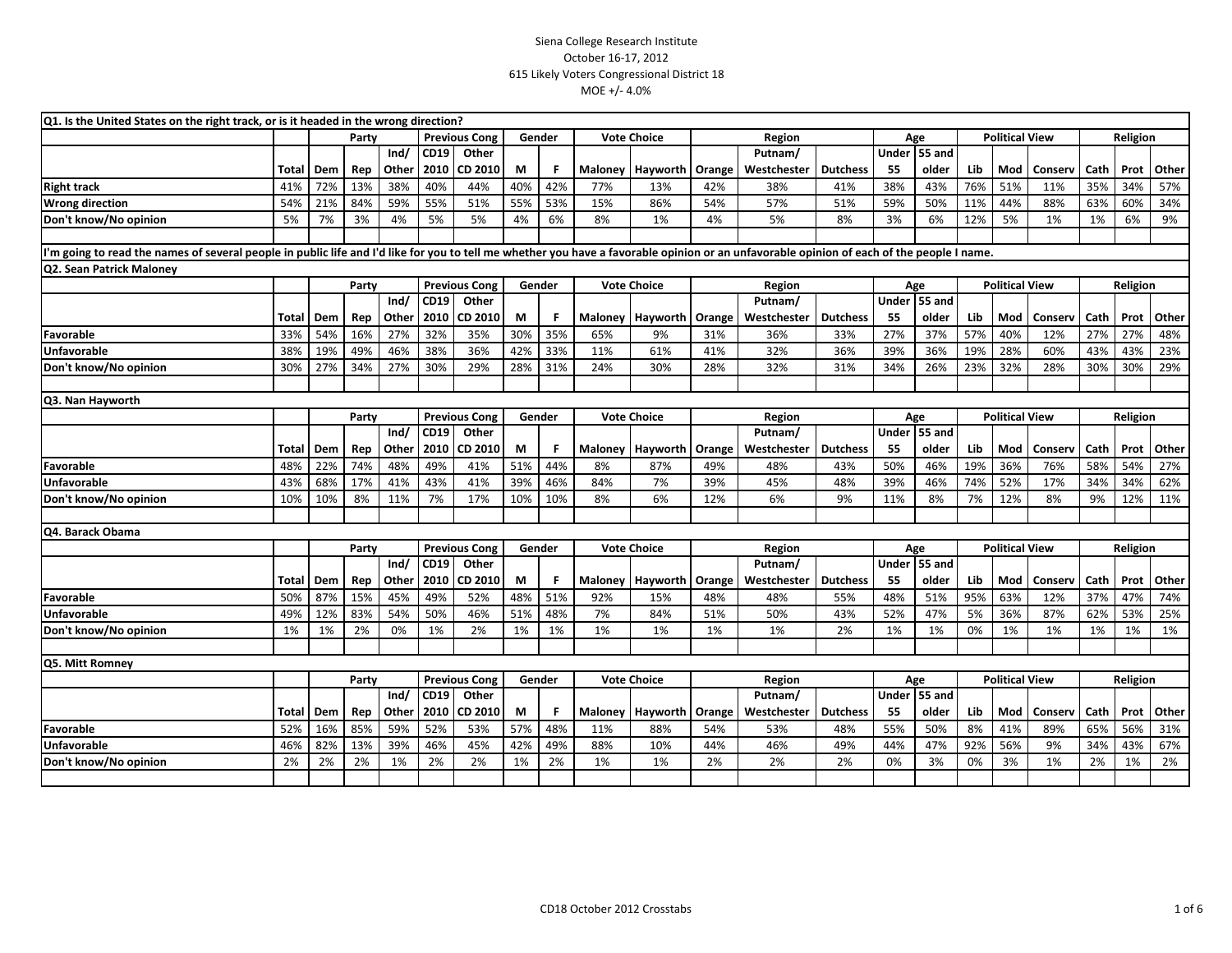Siena College Research Institute
October 16-17, 2012
615 Likely Voters Congressional District 18
MOE +/- 4.0%

**Q1. Is the United States on the right track, or is it headed in the wrong direction?**

| | | Party | | | Previous Cong | | Gender | | Vote Choice | | Region | | | Age | | Political View | | | Religion | | |
|---|---|---|---|---|---|---|---|---|---|---|---|---|---|---|---|---|---|---|---|---|---|
| | Total | Dem | Rep | Ind/ Other | CD19 2010 | Other CD 2010 | M | F | Maloney | Hayworth | Orange | Putnam/ Westchester | Dutchess | Under 55 | 55 and older | Lib | Mod | Conserv | Cath | Prot | Other |
| Right track | 41% | 72% | 13% | 38% | 40% | 44% | 40% | 42% | 77% | 13% | 42% | 38% | 41% | 38% | 43% | 76% | 51% | 11% | 35% | 34% | 57% |
| Wrong direction | 54% | 21% | 84% | 59% | 55% | 51% | 55% | 53% | 15% | 86% | 54% | 57% | 51% | 59% | 50% | 11% | 44% | 88% | 63% | 60% | 34% |
| Don't know/No opinion | 5% | 7% | 3% | 4% | 5% | 5% | 4% | 6% | 8% | 1% | 4% | 5% | 8% | 3% | 6% | 12% | 5% | 1% | 1% | 6% | 9% |

I'm going to read the names of several people in public life and I'd like for you to tell me whether you have a favorable opinion or an unfavorable opinion of each of the people I name.

**Q2. Sean Patrick Maloney**

| | | Party | | | Previous Cong | | Gender | | Vote Choice | | Region | | | Age | | Political View | | | Religion | | |
|---|---|---|---|---|---|---|---|---|---|---|---|---|---|---|---|---|---|---|---|---|---|
| | Total | Dem | Rep | Ind/ Other | CD19 2010 | Other CD 2010 | M | F | Maloney | Hayworth | Orange | Putnam/ Westchester | Dutchess | Under 55 | 55 and older | Lib | Mod | Conserv | Cath | Prot | Other |
| Favorable | 33% | 54% | 16% | 27% | 32% | 35% | 30% | 35% | 65% | 9% | 31% | 36% | 33% | 27% | 37% | 57% | 40% | 12% | 27% | 27% | 48% |
| Unfavorable | 38% | 19% | 49% | 46% | 38% | 36% | 42% | 33% | 11% | 61% | 41% | 32% | 36% | 39% | 36% | 19% | 28% | 60% | 43% | 43% | 23% |
| Don't know/No opinion | 30% | 27% | 34% | 27% | 30% | 29% | 28% | 31% | 24% | 30% | 28% | 32% | 31% | 34% | 26% | 23% | 32% | 28% | 30% | 30% | 29% |

**Q3. Nan Hayworth**

| | | Party | | | Previous Cong | | Gender | | Vote Choice | | Region | | | Age | | Political View | | | Religion | | |
|---|---|---|---|---|---|---|---|---|---|---|---|---|---|---|---|---|---|---|---|---|---|
| | Total | Dem | Rep | Ind/ Other | CD19 2010 | Other CD 2010 | M | F | Maloney | Hayworth | Orange | Putnam/ Westchester | Dutchess | Under 55 | 55 and older | Lib | Mod | Conserv | Cath | Prot | Other |
| Favorable | 48% | 22% | 74% | 48% | 49% | 41% | 51% | 44% | 8% | 87% | 49% | 48% | 43% | 50% | 46% | 19% | 36% | 76% | 58% | 54% | 27% |
| Unfavorable | 43% | 68% | 17% | 41% | 43% | 41% | 39% | 46% | 84% | 7% | 39% | 45% | 48% | 39% | 46% | 74% | 52% | 17% | 34% | 34% | 62% |
| Don't know/No opinion | 10% | 10% | 8% | 11% | 7% | 17% | 10% | 10% | 8% | 6% | 12% | 6% | 9% | 11% | 8% | 7% | 12% | 8% | 9% | 12% | 11% |

**Q4. Barack Obama**

| | | Party | | | Previous Cong | | Gender | | Vote Choice | | Region | | | Age | | Political View | | | Religion | | |
|---|---|---|---|---|---|---|---|---|---|---|---|---|---|---|---|---|---|---|---|---|---|
| | Total | Dem | Rep | Ind/ Other | CD19 2010 | Other CD 2010 | M | F | Maloney | Hayworth | Orange | Putnam/ Westchester | Dutchess | Under 55 | 55 and older | Lib | Mod | Conserv | Cath | Prot | Other |
| Favorable | 50% | 87% | 15% | 45% | 49% | 52% | 48% | 51% | 92% | 15% | 48% | 48% | 55% | 48% | 51% | 95% | 63% | 12% | 37% | 47% | 74% |
| Unfavorable | 49% | 12% | 83% | 54% | 50% | 46% | 51% | 48% | 7% | 84% | 51% | 50% | 43% | 52% | 47% | 5% | 36% | 87% | 62% | 53% | 25% |
| Don't know/No opinion | 1% | 1% | 2% | 0% | 1% | 2% | 1% | 1% | 1% | 1% | 1% | 1% | 2% | 1% | 1% | 0% | 1% | 1% | 1% | 1% | 1% |

**Q5. Mitt Romney**

| | | Party | | | Previous Cong | | Gender | | Vote Choice | | Region | | | Age | | Political View | | | Religion | | |
|---|---|---|---|---|---|---|---|---|---|---|---|---|---|---|---|---|---|---|---|---|---|
| | Total | Dem | Rep | Ind/ Other | CD19 2010 | Other CD 2010 | M | F | Maloney | Hayworth | Orange | Putnam/ Westchester | Dutchess | Under 55 | 55 and older | Lib | Mod | Conserv | Cath | Prot | Other |
| Favorable | 52% | 16% | 85% | 59% | 52% | 53% | 57% | 48% | 11% | 88% | 54% | 53% | 48% | 55% | 50% | 8% | 41% | 89% | 65% | 56% | 31% |
| Unfavorable | 46% | 82% | 13% | 39% | 46% | 45% | 42% | 49% | 88% | 10% | 44% | 46% | 49% | 44% | 47% | 92% | 56% | 9% | 34% | 43% | 67% |
| Don't know/No opinion | 2% | 2% | 2% | 1% | 2% | 2% | 1% | 2% | 1% | 1% | 2% | 2% | 2% | 0% | 3% | 0% | 3% | 1% | 2% | 1% | 2% |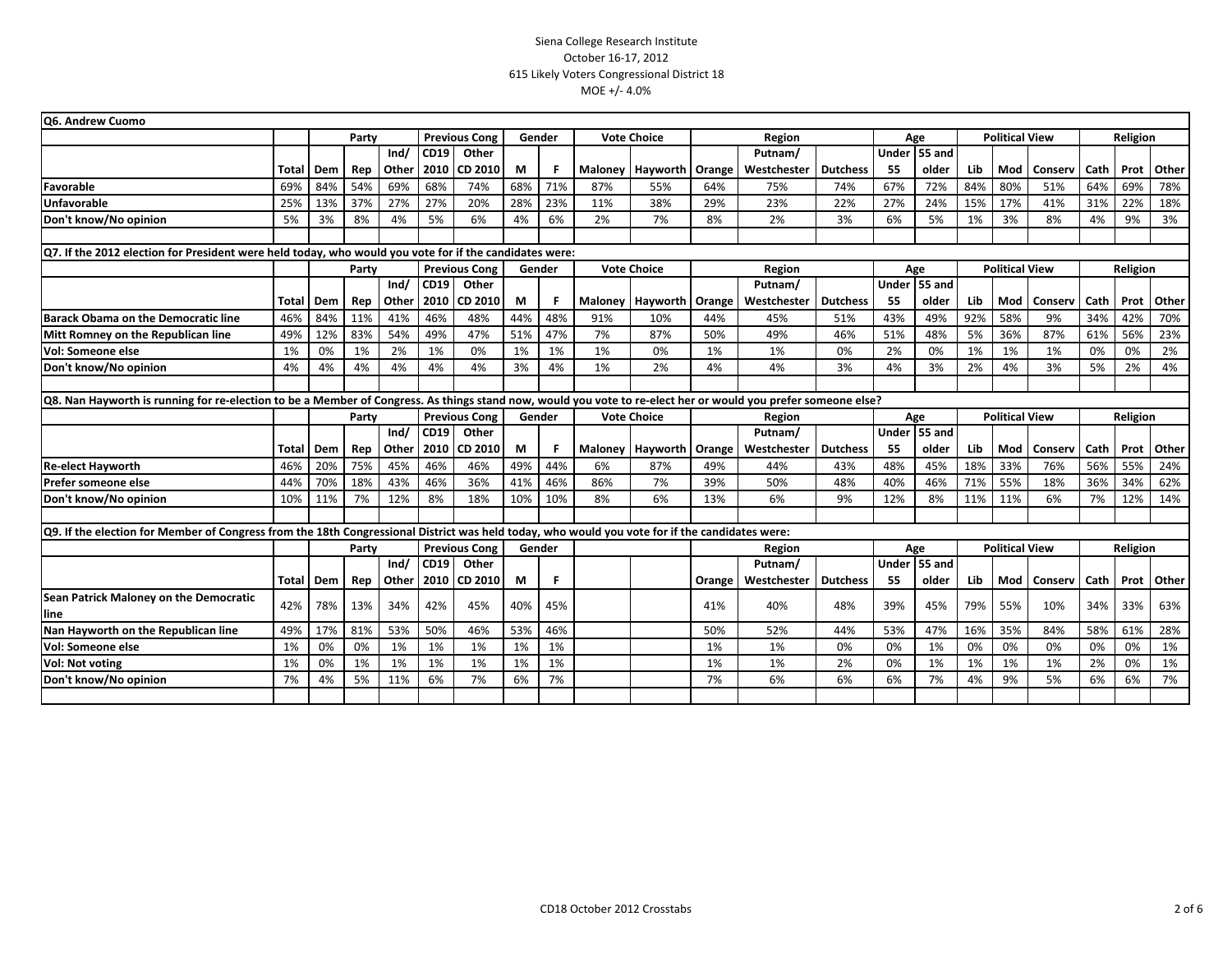Siena College Research Institute
October 16-17, 2012
615 Likely Voters Congressional District 18
MOE +/- 4.0%

**Q6. Andrew Cuomo**

| | | Party | | | Previous Cong | | Gender | | Vote Choice | | Region | | | Age | | Political View | | | Religion | | |
|---|---|---|---|---|---|---|---|---|---|---|---|---|---|---|---|---|---|---|---|---|---|
| | Total | Dem | Rep | Ind/ Other | CD19 2010 | Other CD 2010 | M | F | Maloney | Hayworth | Orange | Putnam/ Westchester | Dutchess | Under 55 | 55 and older | Lib | Mod | Conserv | Cath | Prot | Other |
| **Favorable** | 69% | 84% | 54% | 69% | 68% | 74% | 68% | 71% | 87% | 55% | 64% | 75% | 74% | 67% | 72% | 84% | 80% | 51% | 64% | 69% | 78% |
| **Unfavorable** | 25% | 13% | 37% | 27% | 27% | 20% | 28% | 23% | 11% | 38% | 29% | 23% | 22% | 27% | 24% | 15% | 17% | 41% | 31% | 22% | 18% |
| **Don't know/No opinion** | 5% | 3% | 8% | 4% | 5% | 6% | 4% | 6% | 2% | 7% | 8% | 2% | 3% | 6% | 5% | 1% | 3% | 8% | 4% | 9% | 3% |

**Q7. If the 2012 election for President were held today, who would you vote for if the candidates were:**

| | | Party | | | Previous Cong | | Gender | | Vote Choice | | Region | | | Age | | Political View | | | Religion | | |
|---|---|---|---|---|---|---|---|---|---|---|---|---|---|---|---|---|---|---|---|---|---|
| | Total | Dem | Rep | Ind/ Other | CD19 2010 | Other CD 2010 | M | F | Maloney | Hayworth | Orange | Putnam/ Westchester | Dutchess | Under 55 | 55 and older | Lib | Mod | Conserv | Cath | Prot | Other |
| **Barack Obama on the Democratic line** | 46% | 84% | 11% | 41% | 46% | 48% | 44% | 48% | 91% | 10% | 44% | 45% | 51% | 43% | 49% | 92% | 58% | 9% | 34% | 42% | 70% |
| **Mitt Romney on the Republican line** | 49% | 12% | 83% | 54% | 49% | 47% | 51% | 47% | 7% | 87% | 50% | 49% | 46% | 51% | 48% | 5% | 36% | 87% | 61% | 56% | 23% |
| **Vol: Someone else** | 1% | 0% | 1% | 2% | 1% | 0% | 1% | 1% | 1% | 0% | 1% | 1% | 0% | 2% | 0% | 1% | 1% | 1% | 0% | 0% | 2% |
| **Don't know/No opinion** | 4% | 4% | 4% | 4% | 4% | 4% | 3% | 4% | 1% | 2% | 4% | 4% | 3% | 4% | 3% | 2% | 4% | 3% | 5% | 2% | 4% |

**Q8. Nan Hayworth is running for re-election to be a Member of Congress. As things stand now, would you vote to re-elect her or would you prefer someone else?**

| | | Party | | | Previous Cong | | Gender | | Vote Choice | | Region | | | Age | | Political View | | | Religion | | |
|---|---|---|---|---|---|---|---|---|---|---|---|---|---|---|---|---|---|---|---|---|---|
| | Total | Dem | Rep | Ind/ Other | CD19 2010 | Other CD 2010 | M | F | Maloney | Hayworth | Orange | Putnam/ Westchester | Dutchess | Under 55 | 55 and older | Lib | Mod | Conserv | Cath | Prot | Other |
| **Re-elect Hayworth** | 46% | 20% | 75% | 45% | 46% | 46% | 49% | 44% | 6% | 87% | 49% | 44% | 43% | 48% | 45% | 18% | 33% | 76% | 56% | 55% | 24% |
| **Prefer someone else** | 44% | 70% | 18% | 43% | 46% | 36% | 41% | 46% | 86% | 7% | 39% | 50% | 48% | 40% | 46% | 71% | 55% | 18% | 36% | 34% | 62% |
| **Don't know/No opinion** | 10% | 11% | 7% | 12% | 8% | 18% | 10% | 10% | 8% | 6% | 13% | 6% | 9% | 12% | 8% | 11% | 11% | 6% | 7% | 12% | 14% |

**Q9. If the election for Member of Congress from the 18th Congressional District was held today, who would you vote for if the candidates were:**

| | | Party | | | Previous Cong | | Gender | | | | Region | | | Age | | Political View | | | Religion | | |
|---|---|---|---|---|---|---|---|---|---|---|---|---|---|---|---|---|---|---|---|---|---|
| | Total | Dem | Rep | Ind/ Other | CD19 2010 | Other CD 2010 | M | F | | | Orange | Putnam/ Westchester | Dutchess | Under 55 | 55 and older | Lib | Mod | Conserv | Cath | Prot | Other |
| **Sean Patrick Maloney on the Democratic line** | 42% | 78% | 13% | 34% | 42% | 45% | 40% | 45% | | | 41% | 40% | 48% | 39% | 45% | 79% | 55% | 10% | 34% | 33% | 63% |
| **Nan Hayworth on the Republican line** | 49% | 17% | 81% | 53% | 50% | 46% | 53% | 46% | | | 50% | 52% | 44% | 53% | 47% | 16% | 35% | 84% | 58% | 61% | 28% |
| **Vol: Someone else** | 1% | 0% | 0% | 1% | 1% | 1% | 1% | 1% | | | 1% | 1% | 0% | 0% | 1% | 0% | 0% | 0% | 0% | 0% | 1% |
| **Vol: Not voting** | 1% | 0% | 1% | 1% | 1% | 1% | 1% | 1% | | | 1% | 1% | 2% | 0% | 1% | 1% | 1% | 1% | 2% | 0% | 1% |
| **Don't know/No opinion** | 7% | 4% | 5% | 11% | 6% | 7% | 6% | 7% | | | 7% | 6% | 6% | 6% | 7% | 4% | 9% | 5% | 6% | 6% | 7% |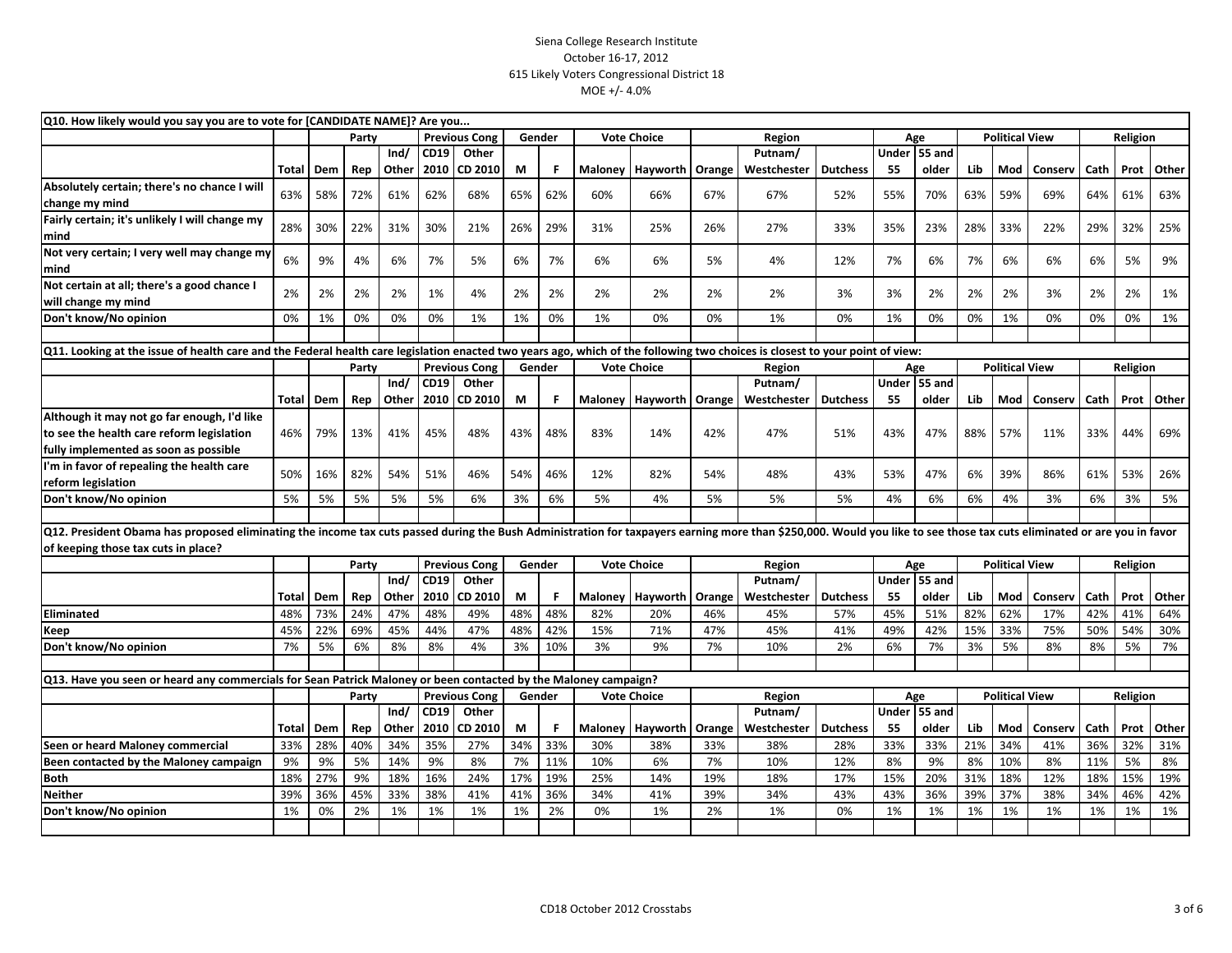Siena College Research Institute
October 16-17, 2012
615 Likely Voters Congressional District 18
MOE +/- 4.0%

**Q10. How likely would you say you are to vote for [CANDIDATE NAME]? Are you...**

| | | Party | | | Previous Cong | | Gender | | Vote Choice | | Region | | | Age | | Political View | | | Religion | | |
|---|---|---|---|---|---|---|---|---|---|---|---|---|---|---|---|---|---|---|---|---|---|
| | Total | Dem | Rep | Ind/ Other | CD19 2010 | Other CD 2010 | M | F | Maloney | Hayworth | Orange | Putnam/ Westchester | Dutchess | Under 55 | 55 and older | Lib | Mod | Conserv | Cath | Prot | Other |
| Absolutely certain; there's no chance I will change my mind | 63% | 58% | 72% | 61% | 62% | 68% | 65% | 62% | 60% | 66% | 67% | 67% | 52% | 55% | 70% | 63% | 59% | 69% | 64% | 61% | 63% |
| Fairly certain; it's unlikely I will change my mind | 28% | 30% | 22% | 31% | 30% | 21% | 26% | 29% | 31% | 25% | 26% | 27% | 33% | 35% | 23% | 28% | 33% | 22% | 29% | 32% | 25% |
| Not very certain; I very well may change my mind | 6% | 9% | 4% | 6% | 7% | 5% | 6% | 7% | 6% | 6% | 5% | 4% | 12% | 7% | 6% | 7% | 6% | 6% | 6% | 5% | 9% |
| Not certain at all; there's a good chance I will change my mind | 2% | 2% | 2% | 2% | 1% | 4% | 2% | 2% | 2% | 2% | 2% | 2% | 3% | 3% | 2% | 2% | 2% | 3% | 2% | 2% | 1% |
| Don't know/No opinion | 0% | 1% | 0% | 0% | 0% | 1% | 1% | 0% | 1% | 0% | 0% | 1% | 0% | 1% | 0% | 0% | 1% | 0% | 0% | 0% | 1% |

**Q11. Looking at the issue of health care and the Federal health care legislation enacted two years ago, which of the following two choices is closest to your point of view:**

| | | Party | | | Previous Cong | | Gender | | Vote Choice | | Region | | | Age | | Political View | | | Religion | | |
|---|---|---|---|---|---|---|---|---|---|---|---|---|---|---|---|---|---|---|---|---|---|
| | Total | Dem | Rep | Ind/ Other | CD19 2010 | Other CD 2010 | M | F | Maloney | Hayworth | Orange | Putnam/ Westchester | Dutchess | Under 55 | 55 and older | Lib | Mod | Conserv | Cath | Prot | Other |
| Although it may not go far enough, I'd like to see the health care reform legislation fully implemented as soon as possible | 46% | 79% | 13% | 41% | 45% | 48% | 43% | 48% | 83% | 14% | 42% | 47% | 51% | 43% | 47% | 88% | 57% | 11% | 33% | 44% | 69% |
| I'm in favor of repealing the health care reform legislation | 50% | 16% | 82% | 54% | 51% | 46% | 54% | 46% | 12% | 82% | 54% | 48% | 43% | 53% | 47% | 6% | 39% | 86% | 61% | 53% | 26% |
| Don't know/No opinion | 5% | 5% | 5% | 5% | 5% | 6% | 3% | 6% | 5% | 4% | 5% | 5% | 5% | 4% | 6% | 6% | 4% | 3% | 6% | 3% | 5% |

**Q12. President Obama has proposed eliminating the income tax cuts passed during the Bush Administration for taxpayers earning more than $250,000. Would you like to see those tax cuts eliminated or are you in favor of keeping those tax cuts in place?**

| | | Party | | | Previous Cong | | Gender | | Vote Choice | | Region | | | Age | | Political View | | | Religion | | |
|---|---|---|---|---|---|---|---|---|---|---|---|---|---|---|---|---|---|---|---|---|---|
| | Total | Dem | Rep | Ind/ Other | CD19 2010 | Other CD 2010 | M | F | Maloney | Hayworth | Orange | Putnam/ Westchester | Dutchess | Under 55 | 55 and older | Lib | Mod | Conserv | Cath | Prot | Other |
| Eliminated | 48% | 73% | 24% | 47% | 48% | 49% | 48% | 48% | 82% | 20% | 46% | 45% | 57% | 45% | 51% | 82% | 62% | 17% | 42% | 41% | 64% |
| Keep | 45% | 22% | 69% | 45% | 44% | 47% | 48% | 42% | 15% | 71% | 47% | 45% | 41% | 49% | 42% | 15% | 33% | 75% | 50% | 54% | 30% |
| Don't know/No opinion | 7% | 5% | 6% | 8% | 8% | 4% | 3% | 10% | 3% | 9% | 7% | 10% | 2% | 6% | 7% | 3% | 5% | 8% | 8% | 5% | 7% |

**Q13. Have you seen or heard any commercials for Sean Patrick Maloney or been contacted by the Maloney campaign?**

| | | Party | | | Previous Cong | | Gender | | Vote Choice | | Region | | | Age | | Political View | | | Religion | | |
|---|---|---|---|---|---|---|---|---|---|---|---|---|---|---|---|---|---|---|---|---|---|
| | Total | Dem | Rep | Ind/ Other | CD19 2010 | Other CD 2010 | M | F | Maloney | Hayworth | Orange | Putnam/ Westchester | Dutchess | Under 55 | 55 and older | Lib | Mod | Conserv | Cath | Prot | Other |
| Seen or heard Maloney commercial | 33% | 28% | 40% | 34% | 35% | 27% | 34% | 33% | 30% | 38% | 33% | 38% | 28% | 33% | 33% | 21% | 34% | 41% | 36% | 32% | 31% |
| Been contacted by the Maloney campaign | 9% | 9% | 5% | 14% | 9% | 8% | 7% | 11% | 10% | 6% | 7% | 10% | 12% | 8% | 9% | 8% | 10% | 8% | 11% | 5% | 8% |
| Both | 18% | 27% | 9% | 18% | 16% | 24% | 17% | 19% | 25% | 14% | 19% | 18% | 17% | 15% | 20% | 31% | 18% | 12% | 18% | 15% | 19% |
| Neither | 39% | 36% | 45% | 33% | 38% | 41% | 41% | 36% | 34% | 41% | 39% | 34% | 43% | 43% | 36% | 39% | 37% | 38% | 34% | 46% | 42% |
| Don't know/No opinion | 1% | 0% | 2% | 1% | 1% | 1% | 1% | 2% | 0% | 1% | 2% | 1% | 0% | 1% | 1% | 1% | 1% | 1% | 1% | 1% | 1% |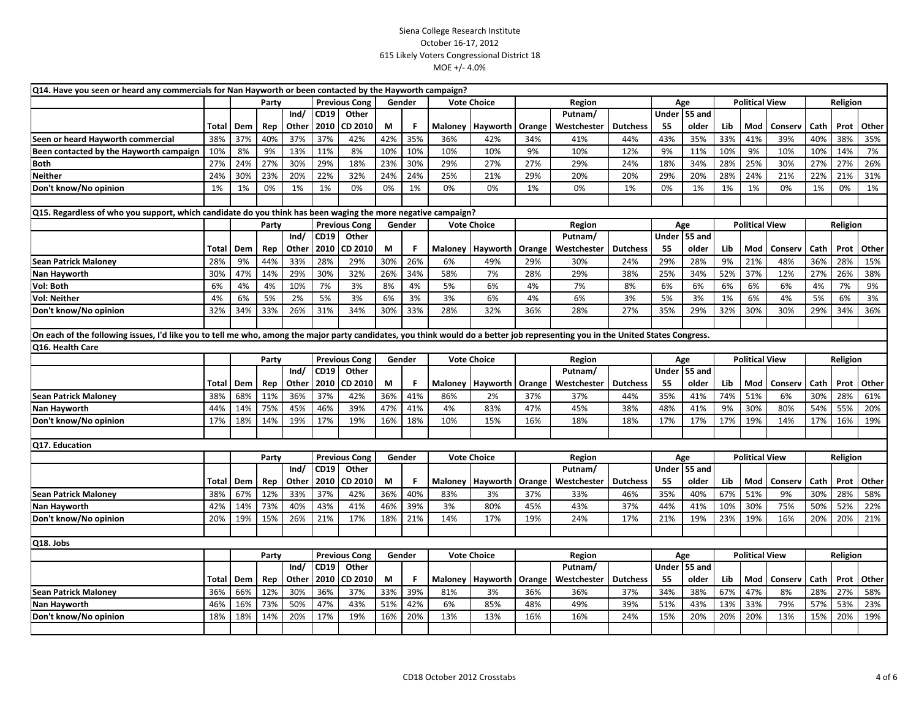Siena College Research Institute
October 16-17, 2012
615 Likely Voters Congressional District 18
MOE +/- 4.0%

Q14. Have you seen or heard any commercials for Nan Hayworth or been contacted by the Hayworth campaign?

| | | Party | | | Previous Cong | | Gender | | Vote Choice | | Region | | | Age | | Political View | | | Religion | | |
|---|---|---|---|---|---|---|---|---|---|---|---|---|---|---|---|---|---|---|---|---|---|
| | Total | Dem | Rep | Ind/ Other | CD19 2010 | Other CD 2010 | M | F | Maloney | Hayworth | Orange | Putnam/ Westchester | Dutchess | Under 55 | 55 and older | Lib | Mod | Conserv | Cath | Prot | Other |
| Seen or heard Hayworth commercial | 38% | 37% | 40% | 37% | 37% | 42% | 42% | 35% | 36% | 42% | 34% | 41% | 44% | 43% | 35% | 33% | 41% | 39% | 40% | 38% | 35% |
| Been contacted by the Hayworth campaign | 10% | 8% | 9% | 13% | 11% | 8% | 10% | 10% | 10% | 10% | 9% | 10% | 12% | 9% | 11% | 10% | 9% | 10% | 10% | 14% | 7% |
| Both | 27% | 24% | 27% | 30% | 29% | 18% | 23% | 30% | 29% | 27% | 27% | 29% | 24% | 18% | 34% | 28% | 25% | 30% | 27% | 27% | 26% |
| Neither | 24% | 30% | 23% | 20% | 22% | 32% | 24% | 24% | 25% | 21% | 29% | 20% | 20% | 29% | 20% | 28% | 24% | 21% | 22% | 21% | 31% |
| Don't know/No opinion | 1% | 1% | 0% | 1% | 1% | 0% | 0% | 1% | 0% | 0% | 1% | 0% | 1% | 0% | 1% | 1% | 1% | 0% | 1% | 0% | 1% |

Q15. Regardless of who you support, which candidate do you think has been waging the more negative campaign?

| | | Party | | | Previous Cong | | Gender | | Vote Choice | | Region | | | Age | | Political View | | | Religion | | |
|---|---|---|---|---|---|---|---|---|---|---|---|---|---|---|---|---|---|---|---|---|---|
| | Total | Dem | Rep | Ind/ Other | CD19 2010 | Other CD 2010 | M | F | Maloney | Hayworth | Orange | Putnam/ Westchester | Dutchess | Under 55 | 55 and older | Lib | Mod | Conserv | Cath | Prot | Other |
| Sean Patrick Maloney | 28% | 9% | 44% | 33% | 28% | 29% | 30% | 26% | 6% | 49% | 29% | 30% | 24% | 29% | 28% | 9% | 21% | 48% | 36% | 28% | 15% |
| Nan Hayworth | 30% | 47% | 14% | 29% | 30% | 32% | 26% | 34% | 58% | 7% | 28% | 29% | 38% | 25% | 34% | 52% | 37% | 12% | 27% | 26% | 38% |
| Vol: Both | 6% | 4% | 4% | 10% | 7% | 3% | 8% | 4% | 5% | 6% | 4% | 7% | 8% | 6% | 6% | 6% | 6% | 6% | 4% | 7% | 9% |
| Vol: Neither | 4% | 6% | 5% | 2% | 5% | 3% | 6% | 3% | 3% | 6% | 4% | 6% | 3% | 5% | 3% | 1% | 6% | 4% | 5% | 6% | 3% |
| Don't know/No opinion | 32% | 34% | 33% | 26% | 31% | 34% | 30% | 33% | 28% | 32% | 36% | 28% | 27% | 35% | 29% | 32% | 30% | 30% | 29% | 34% | 36% |

On each of the following issues, I'd like you to tell me who, among the major party candidates, you think would do a better job representing you in the United States Congress.

Q16. Health Care

| | | Party | | | Previous Cong | | Gender | | Vote Choice | | Region | | | Age | | Political View | | | Religion | | |
|---|---|---|---|---|---|---|---|---|---|---|---|---|---|---|---|---|---|---|---|---|---|
| | Total | Dem | Rep | Ind/ Other | CD19 2010 | Other CD 2010 | M | F | Maloney | Hayworth | Orange | Putnam/ Westchester | Dutchess | Under 55 | 55 and older | Lib | Mod | Conserv | Cath | Prot | Other |
| Sean Patrick Maloney | 38% | 68% | 11% | 36% | 37% | 42% | 36% | 41% | 86% | 2% | 37% | 37% | 44% | 35% | 41% | 74% | 51% | 6% | 30% | 28% | 61% |
| Nan Hayworth | 44% | 14% | 75% | 45% | 46% | 39% | 47% | 41% | 4% | 83% | 47% | 45% | 38% | 48% | 41% | 9% | 30% | 80% | 54% | 55% | 20% |
| Don't know/No opinion | 17% | 18% | 14% | 19% | 17% | 19% | 16% | 18% | 10% | 15% | 16% | 18% | 18% | 17% | 17% | 17% | 19% | 14% | 17% | 16% | 19% |

Q17. Education

| | | Party | | | Previous Cong | | Gender | | Vote Choice | | Region | | | Age | | Political View | | | Religion | | |
|---|---|---|---|---|---|---|---|---|---|---|---|---|---|---|---|---|---|---|---|---|---|
| | Total | Dem | Rep | Ind/ Other | CD19 2010 | Other CD 2010 | M | F | Maloney | Hayworth | Orange | Putnam/ Westchester | Dutchess | Under 55 | 55 and older | Lib | Mod | Conserv | Cath | Prot | Other |
| Sean Patrick Maloney | 38% | 67% | 12% | 33% | 37% | 42% | 36% | 40% | 83% | 3% | 37% | 33% | 46% | 35% | 40% | 67% | 51% | 9% | 30% | 28% | 58% |
| Nan Hayworth | 42% | 14% | 73% | 40% | 43% | 41% | 46% | 39% | 3% | 80% | 45% | 43% | 37% | 44% | 41% | 10% | 30% | 75% | 50% | 52% | 22% |
| Don't know/No opinion | 20% | 19% | 15% | 26% | 21% | 17% | 18% | 21% | 14% | 17% | 19% | 24% | 17% | 21% | 19% | 23% | 19% | 16% | 20% | 20% | 21% |

Q18. Jobs

| | | Party | | | Previous Cong | | Gender | | Vote Choice | | Region | | | Age | | Political View | | | Religion | | |
|---|---|---|---|---|---|---|---|---|---|---|---|---|---|---|---|---|---|---|---|---|---|
| | Total | Dem | Rep | Ind/ Other | CD19 2010 | Other CD 2010 | M | F | Maloney | Hayworth | Orange | Putnam/ Westchester | Dutchess | Under 55 | 55 and older | Lib | Mod | Conserv | Cath | Prot | Other |
| Sean Patrick Maloney | 36% | 66% | 12% | 30% | 36% | 37% | 33% | 39% | 81% | 3% | 36% | 36% | 37% | 34% | 38% | 67% | 47% | 8% | 28% | 27% | 58% |
| Nan Hayworth | 46% | 16% | 73% | 50% | 47% | 43% | 51% | 42% | 6% | 85% | 48% | 49% | 39% | 51% | 43% | 13% | 33% | 79% | 57% | 53% | 23% |
| Don't know/No opinion | 18% | 18% | 14% | 20% | 17% | 19% | 16% | 20% | 13% | 13% | 16% | 16% | 24% | 15% | 20% | 20% | 20% | 13% | 15% | 20% | 19% |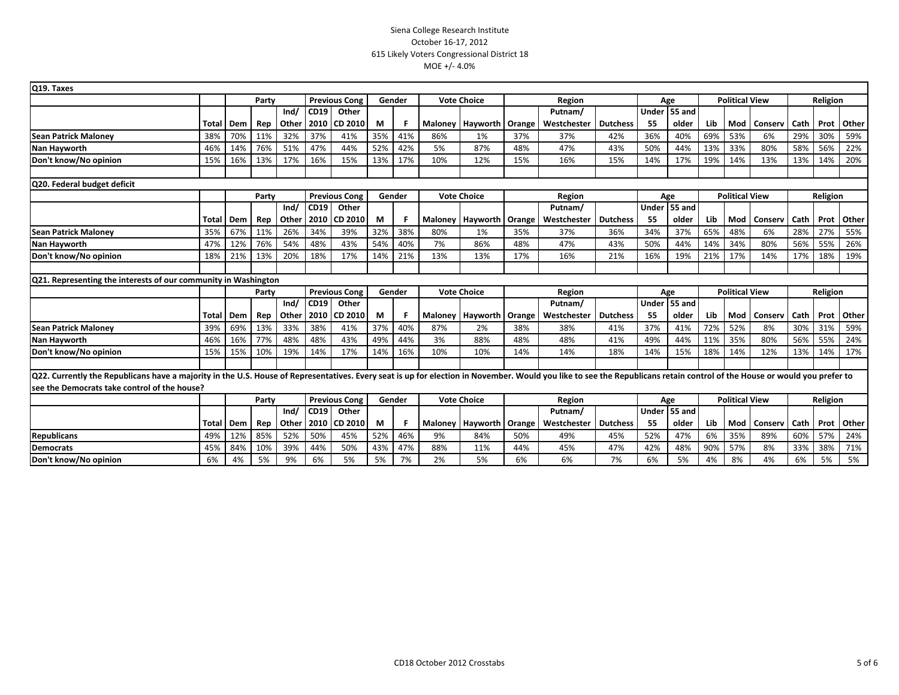Siena College Research Institute
October 16-17, 2012
615 Likely Voters Congressional District 18
MOE +/- 4.0%

**Q19. Taxes**

| | | Party | | | Previous Cong | | Gender | | Vote Choice | | Region | | | Age | | Political View | | | Religion | | |
|---|---|---|---|---|---|---|---|---|---|---|---|---|---|---|---|---|---|---|---|---|---|
| | Total | Dem | Rep | Ind/ Other | CD19 2010 | Other CD 2010 | M | F | Maloney | Hayworth | Orange | Putnam/ Westchester | Dutchess | Under 55 | 55 and older | Lib | Mod | Conserv | Cath | Prot | Other |
| **Sean Patrick Maloney** | 38% | 70% | 11% | 32% | 37% | 41% | 35% | 41% | 86% | 1% | 37% | 37% | 42% | 36% | 40% | 69% | 53% | 6% | 29% | 30% | 59% |
| **Nan Hayworth** | 46% | 14% | 76% | 51% | 47% | 44% | 52% | 42% | 5% | 87% | 48% | 47% | 43% | 50% | 44% | 13% | 33% | 80% | 58% | 56% | 22% |
| **Don't know/No opinion** | 15% | 16% | 13% | 17% | 16% | 15% | 13% | 17% | 10% | 12% | 15% | 16% | 15% | 14% | 17% | 19% | 14% | 13% | 13% | 14% | 20% |

**Q20. Federal budget deficit**

| | | Party | | | Previous Cong | | Gender | | Vote Choice | | Region | | | Age | | Political View | | | Religion | | |
|---|---|---|---|---|---|---|---|---|---|---|---|---|---|---|---|---|---|---|---|---|---|
| | Total | Dem | Rep | Ind/ Other | CD19 2010 | Other CD 2010 | M | F | Maloney | Hayworth | Orange | Putnam/ Westchester | Dutchess | Under 55 | 55 and older | Lib | Mod | Conserv | Cath | Prot | Other |
| **Sean Patrick Maloney** | 35% | 67% | 11% | 26% | 34% | 39% | 32% | 38% | 80% | 1% | 35% | 37% | 36% | 34% | 37% | 65% | 48% | 6% | 28% | 27% | 55% |
| **Nan Hayworth** | 47% | 12% | 76% | 54% | 48% | 43% | 54% | 40% | 7% | 86% | 48% | 47% | 43% | 50% | 44% | 14% | 34% | 80% | 56% | 55% | 26% |
| **Don't know/No opinion** | 18% | 21% | 13% | 20% | 18% | 17% | 14% | 21% | 13% | 13% | 17% | 16% | 21% | 16% | 19% | 21% | 17% | 14% | 17% | 18% | 19% |

**Q21. Representing the interests of our community in Washington**

| | | Party | | | Previous Cong | | Gender | | Vote Choice | | Region | | | Age | | Political View | | | Religion | | |
|---|---|---|---|---|---|---|---|---|---|---|---|---|---|---|---|---|---|---|---|---|---|
| | Total | Dem | Rep | Ind/ Other | CD19 2010 | Other CD 2010 | M | F | Maloney | Hayworth | Orange | Putnam/ Westchester | Dutchess | Under 55 | 55 and older | Lib | Mod | Conserv | Cath | Prot | Other |
| **Sean Patrick Maloney** | 39% | 69% | 13% | 33% | 38% | 41% | 37% | 40% | 87% | 2% | 38% | 38% | 41% | 37% | 41% | 72% | 52% | 8% | 30% | 31% | 59% |
| **Nan Hayworth** | 46% | 16% | 77% | 48% | 48% | 43% | 49% | 44% | 3% | 88% | 48% | 48% | 41% | 49% | 44% | 11% | 35% | 80% | 56% | 55% | 24% |
| **Don't know/No opinion** | 15% | 15% | 10% | 19% | 14% | 17% | 14% | 16% | 10% | 10% | 14% | 14% | 18% | 14% | 15% | 18% | 14% | 12% | 13% | 14% | 17% |

**Q22. Currently the Republicans have a majority in the U.S. House of Representatives. Every seat is up for election in November. Would you like to see the Republicans retain control of the House or would you prefer to see the Democrats take control of the house?**

| | | Party | | | Previous Cong | | Gender | | Vote Choice | | Region | | | Age | | Political View | | | Religion | | |
|---|---|---|---|---|---|---|---|---|---|---|---|---|---|---|---|---|---|---|---|---|---|
| | Total | Dem | Rep | Ind/ Other | CD19 2010 | Other CD 2010 | M | F | Maloney | Hayworth | Orange | Putnam/ Westchester | Dutchess | Under 55 | 55 and older | Lib | Mod | Conserv | Cath | Prot | Other |
| **Republicans** | 49% | 12% | 85% | 52% | 50% | 45% | 52% | 46% | 9% | 84% | 50% | 49% | 45% | 52% | 47% | 6% | 35% | 89% | 60% | 57% | 24% |
| **Democrats** | 45% | 84% | 10% | 39% | 44% | 50% | 43% | 47% | 88% | 11% | 44% | 45% | 47% | 42% | 48% | 90% | 57% | 8% | 33% | 38% | 71% |
| **Don't know/No opinion** | 6% | 4% | 5% | 9% | 6% | 5% | 5% | 7% | 2% | 5% | 6% | 6% | 7% | 6% | 5% | 4% | 8% | 4% | 6% | 5% | 5% |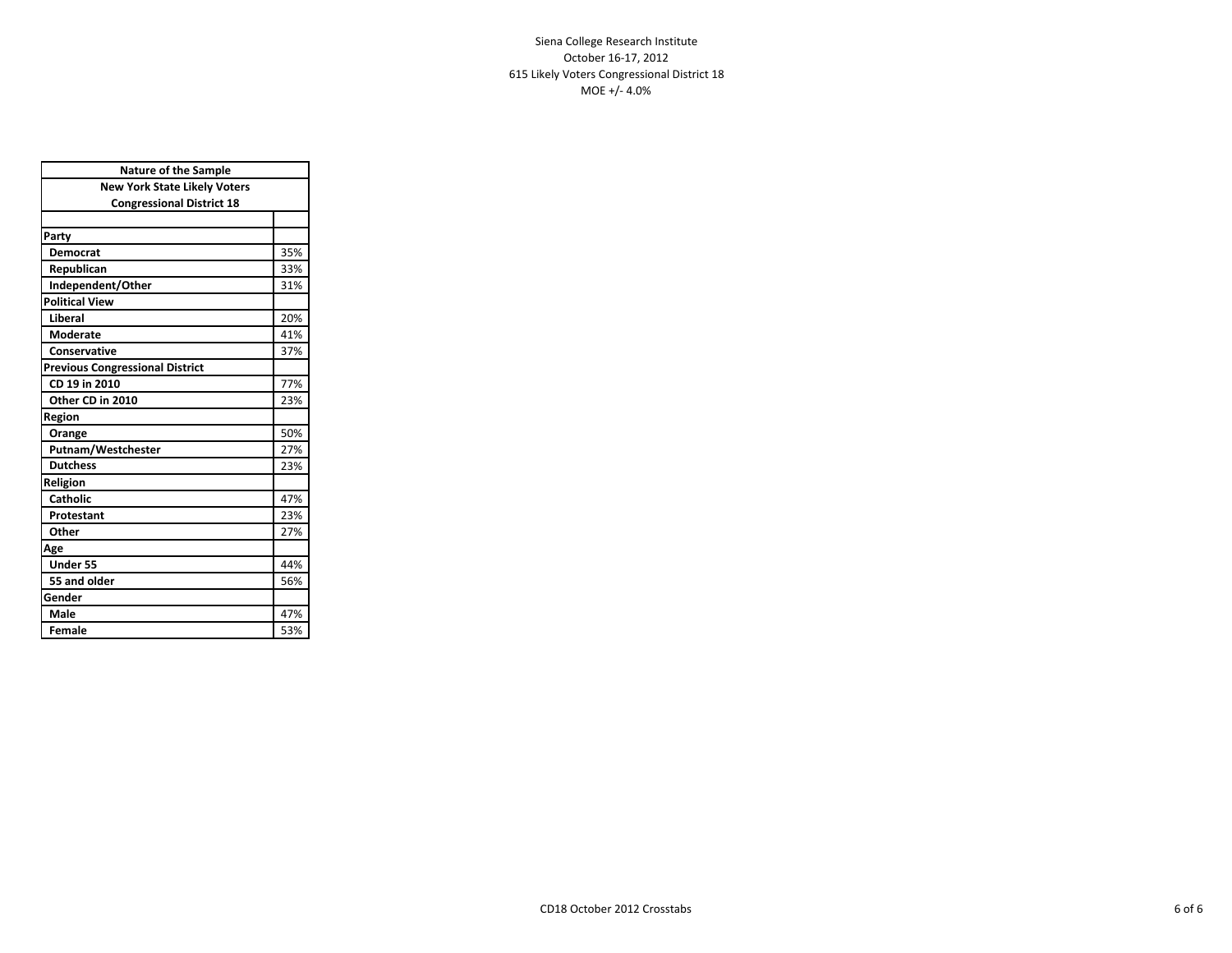Siena College Research Institute
October 16-17, 2012
615 Likely Voters Congressional District 18
MOE +/- 4.0%

| Nature of the Sample<br>New York State Likely Voters<br>Congressional District 18 | |
|---|---|
| **Party** | |
| Democrat | 35% |
| Republican | 33% |
| Independent/Other | 31% |
| **Political View** | |
| Liberal | 20% |
| Moderate | 41% |
| Conservative | 37% |
| **Previous Congressional District** | |
| CD 19 in 2010 | 77% |
| Other CD in 2010 | 23% |
| **Region** | |
| Orange | 50% |
| Putnam/Westchester | 27% |
| Dutchess | 23% |
| **Religion** | |
| Catholic | 47% |
| Protestant | 23% |
| Other | 27% |
| **Age** | |
| Under 55 | 44% |
| 55 and older | 56% |
| **Gender** | |
| Male | 47% |
| Female | 53% |

CD18 October 2012 Crosstabs